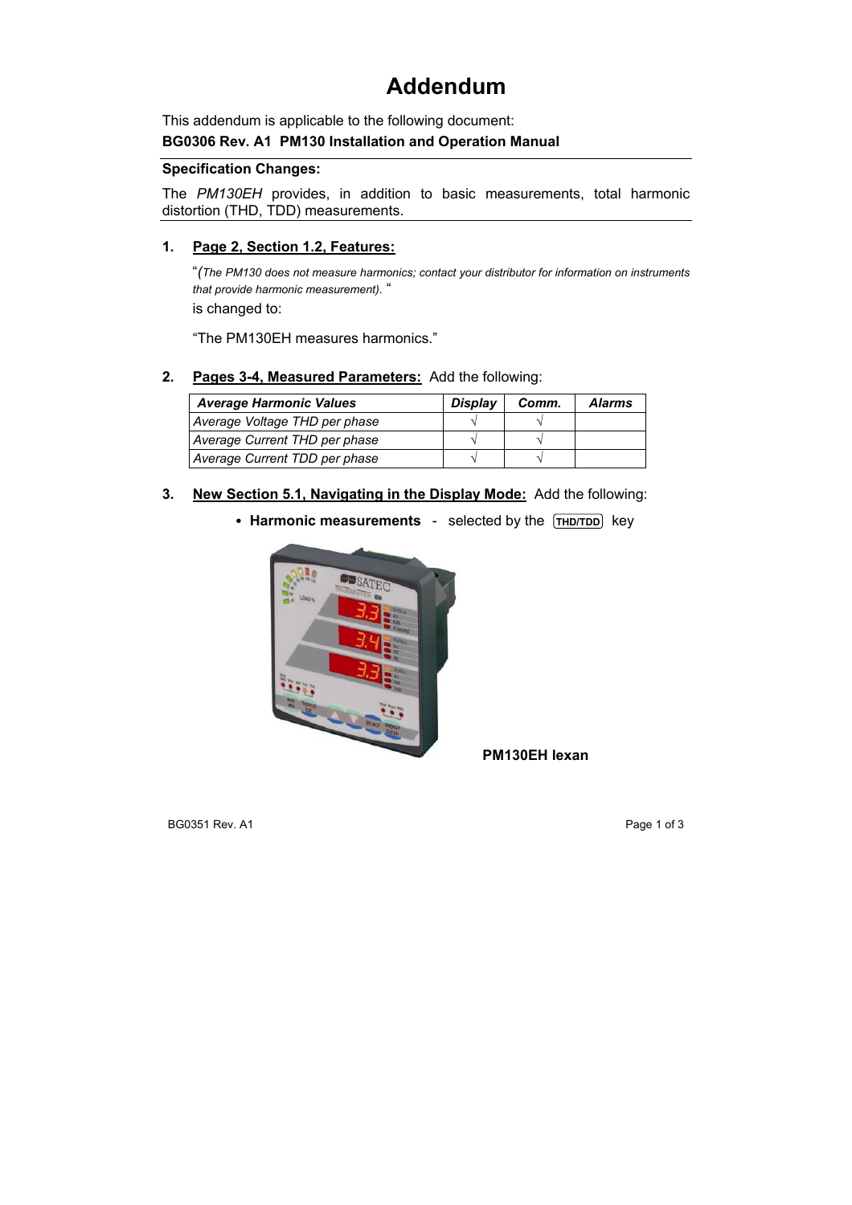# Addendum

This addendum is applicable to the following document:

**BG0306 Rev. A1 PM130 Installation and Operation Manual**

---

**Specification Changes:**

The *PM130EH* provides, in addition to basic measurements, total harmonic distortion (THD, TDD) measurements.

---

1. **Page 2, Section 1.2, Features:**

   "*(The PM130 does not measure harmonics; contact your distributor for information on instruments that provide harmonic measurement).* "

   is changed to:

   "The PM130EH measures harmonics."

2. **Pages 3-4, Measured Parameters:** Add the following:

| *Average Harmonic Values* | *Display* | *Comm.* | *Alarms* |
|---|---|---|---|
| *Average Voltage THD per phase* | √ | √ | |
| *Average Current THD per phase* | √ | √ | |
| *Average Current TDD per phase* | √ | √ | |

3. **New Section 5.1, Navigating in the Display Mode:** Add the following:

   - **Harmonic measurements** - selected by the THD/TDD key

**PM130EH lexan**

BG0351 Rev. A1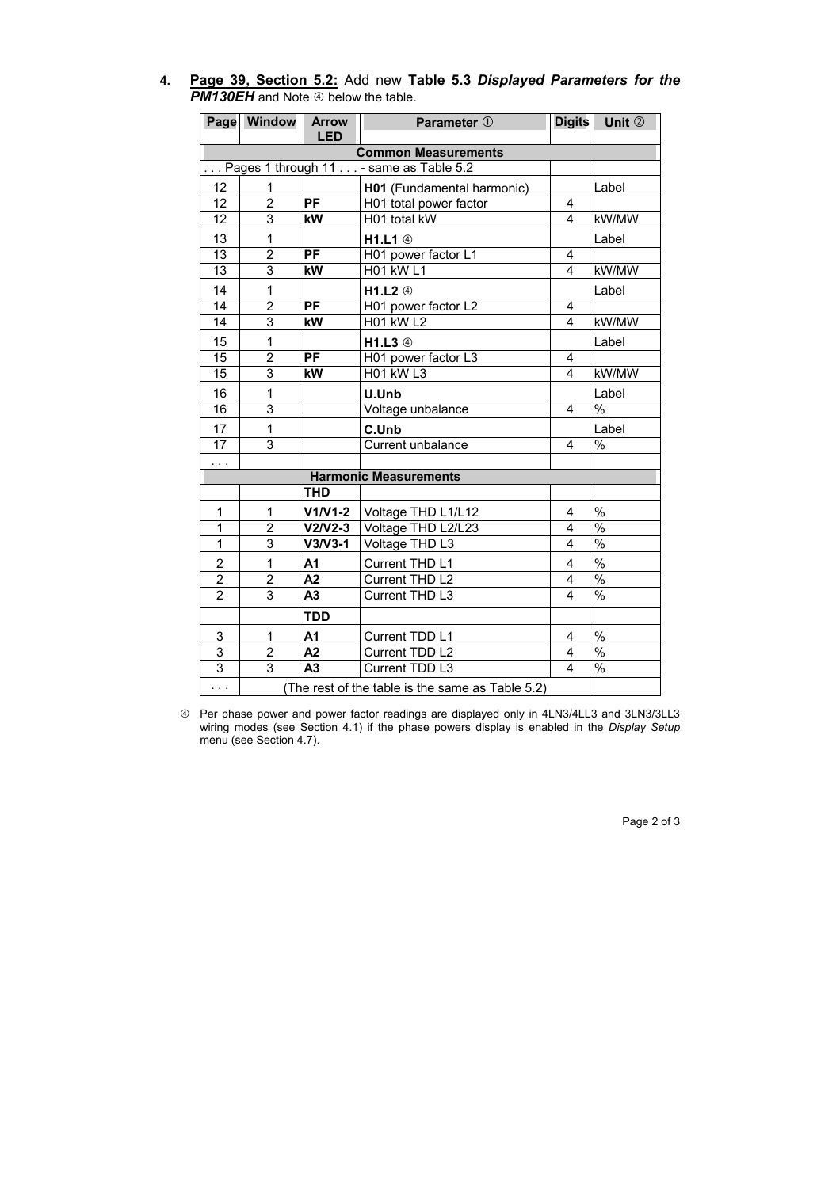4. **<u>Page 39, Section 5.2:</u>** Add new **Table 5.3** ***Displayed Parameters for the PM130EH*** and Note ④ below the table.

| Page | Window | Arrow LED | Parameter ① | Digits | Unit ② |
|---|---|---|---|---|---|
| | | | **Common Measurements** | | |
| . . . Pages 1 through 11 . . . - same as Table 5.2 | | | | | |
| 12 | 1 | | **H01** (Fundamental harmonic) | | Label |
| 12 | 2 | **PF** | H01 total power factor | 4 | |
| 12 | 3 | **kW** | H01 total kW | 4 | kW/MW |
| 13 | 1 | | **H1.L1** ④ | | Label |
| 13 | 2 | **PF** | H01 power factor L1 | 4 | |
| 13 | 3 | **kW** | H01 kW L1 | 4 | kW/MW |
| 14 | 1 | | **H1.L2** ④ | | Label |
| 14 | 2 | **PF** | H01 power factor L2 | 4 | |
| 14 | 3 | **kW** | H01 kW L2 | 4 | kW/MW |
| 15 | 1 | | **H1.L3** ④ | | Label |
| 15 | 2 | **PF** | H01 power factor L3 | 4 | |
| 15 | 3 | **kW** | H01 kW L3 | 4 | kW/MW |
| 16 | 1 | | **U.Unb** | | Label |
| 16 | 3 | | Voltage unbalance | 4 | % |
| 17 | 1 | | **C.Unb** | | Label |
| 17 | 3 | | Current unbalance | 4 | % |
| . . . | | | | | |
| | | | **Harmonic Measurements** | | |
| | | **THD** | | | |
| 1 | 1 | **V1/V1-2** | Voltage THD L1/L12 | 4 | % |
| 1 | 2 | **V2/V2-3** | Voltage THD L2/L23 | 4 | % |
| 1 | 3 | **V3/V3-1** | Voltage THD L3 | 4 | % |
| 2 | 1 | **A1** | Current THD L1 | 4 | % |
| 2 | 2 | **A2** | Current THD L2 | 4 | % |
| 2 | 3 | **A3** | Current THD L3 | 4 | % |
| | | **TDD** | | | |
| 3 | 1 | **A1** | Current TDD L1 | 4 | % |
| 3 | 2 | **A2** | Current TDD L2 | 4 | % |
| 3 | 3 | **A3** | Current TDD L3 | 4 | % |
| . . . | (The rest of the table is the same as Table 5.2) | | | | |

④ Per phase power and power factor readings are displayed only in 4LN3/4LL3 and 3LN3/3LL3 wiring modes (see Section 4.1) if the phase powers display is enabled in the *Display Setup* menu (see Section 4.7).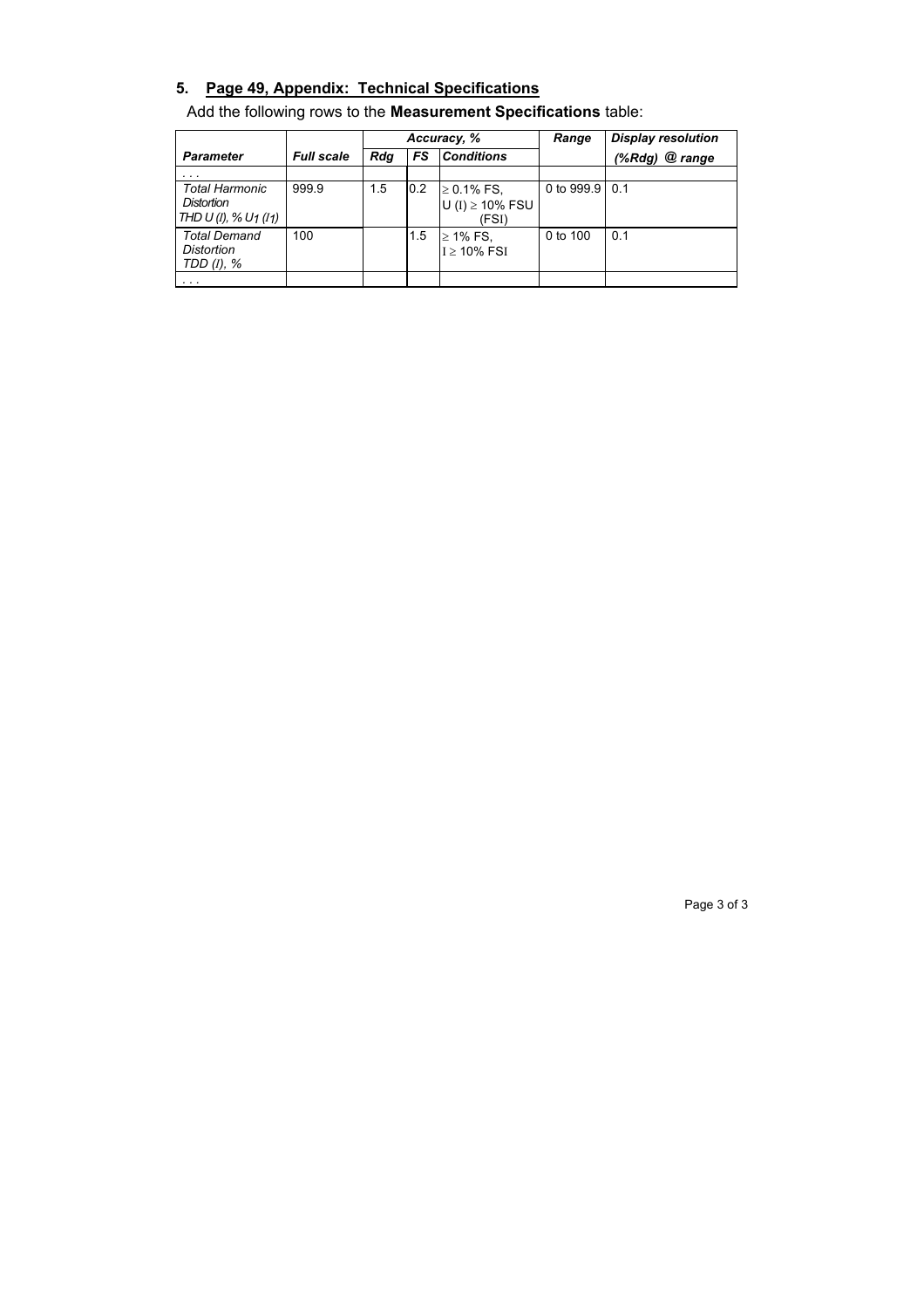## 5. Page 49, Appendix: Technical Specifications

Add the following rows to the **Measurement Specifications** table:

| | | Accuracy, % | | | Range | Display resolution |
|---|---|---|---|---|---|---|
| ***Parameter*** | ***Full scale*** | ***Rdg*** | ***FS*** | ***Conditions*** | | ***(%Rdg) @ range*** |
| . . . | | | | | | |
| *Total Harmonic Distortion THD U (I), % $U_1$ ($I_1$)* | 999.9 | 1.5 | 0.2 | ≥ 0.1% FS, U (I) ≥ 10% FSU (FSI) | 0 to 999.9 | 0.1 |
| *Total Demand Distortion TDD (I), %* | 100 | | 1.5 | ≥ 1% FS, I ≥ 10% FSI | 0 to 100 | 0.1 |
| . . . | | | | | | |